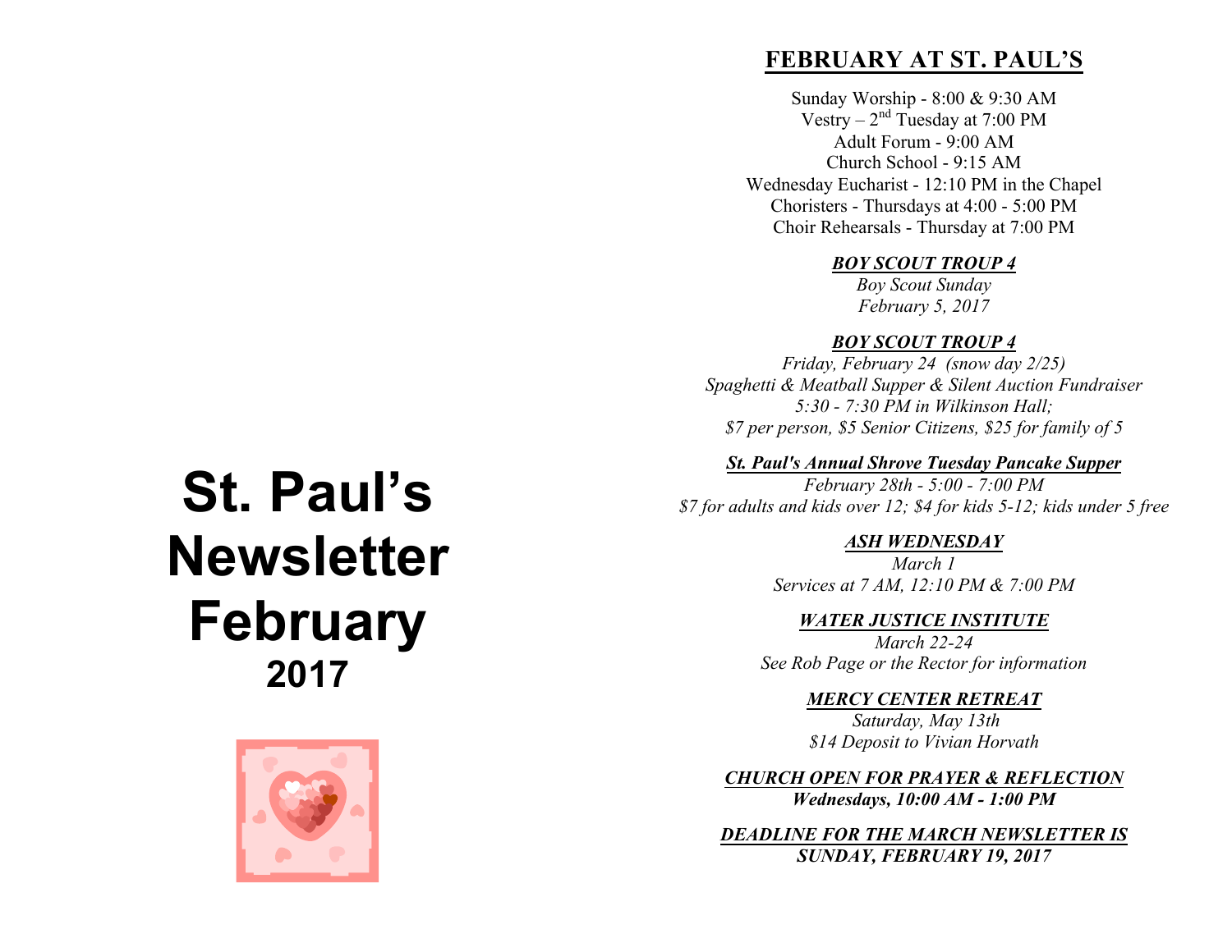# St. Paul's Newsletter February 2017

## FEBRUARY AT ST. PAUL'S

Sunday Worship - 8:00 & 9:30 AM
Vestry – 2nd Tuesday at 7:00 PM
Adult Forum - 9:00 AM
Church School - 9:15 AM
Wednesday Eucharist - 12:10 PM in the Chapel
Choristers - Thursdays at 4:00 - 5:00 PM
Choir Rehearsals - Thursday at 7:00 PM

***BOY SCOUT TROUP 4***

*Boy Scout Sunday*
*February 5, 2017*

***BOY SCOUT TROUP 4***

*Friday, February 24 (snow day 2/25)*
*Spaghetti & Meatball Supper & Silent Auction Fundraiser*
*5:30 - 7:30 PM in Wilkinson Hall;*
*$7 per person, $5 Senior Citizens, $25 for family of 5*

***St. Paul's Annual Shrove Tuesday Pancake Supper***

*February 28th - 5:00 - 7:00 PM*
*$7 for adults and kids over 12; $4 for kids 5-12; kids under 5 free*

***ASH WEDNESDAY***

*March 1*
*Services at 7 AM, 12:10 PM & 7:00 PM*

***WATER JUSTICE INSTITUTE***

*March 22-24*
*See Rob Page or the Rector for information*

***MERCY CENTER RETREAT***

*Saturday, May 13th*
*$14 Deposit to Vivian Horvath*

***CHURCH OPEN FOR PRAYER & REFLECTION***
***Wednesdays, 10:00 AM - 1:00 PM***

***DEADLINE FOR THE MARCH NEWSLETTER IS***
***SUNDAY, FEBRUARY 19, 2017***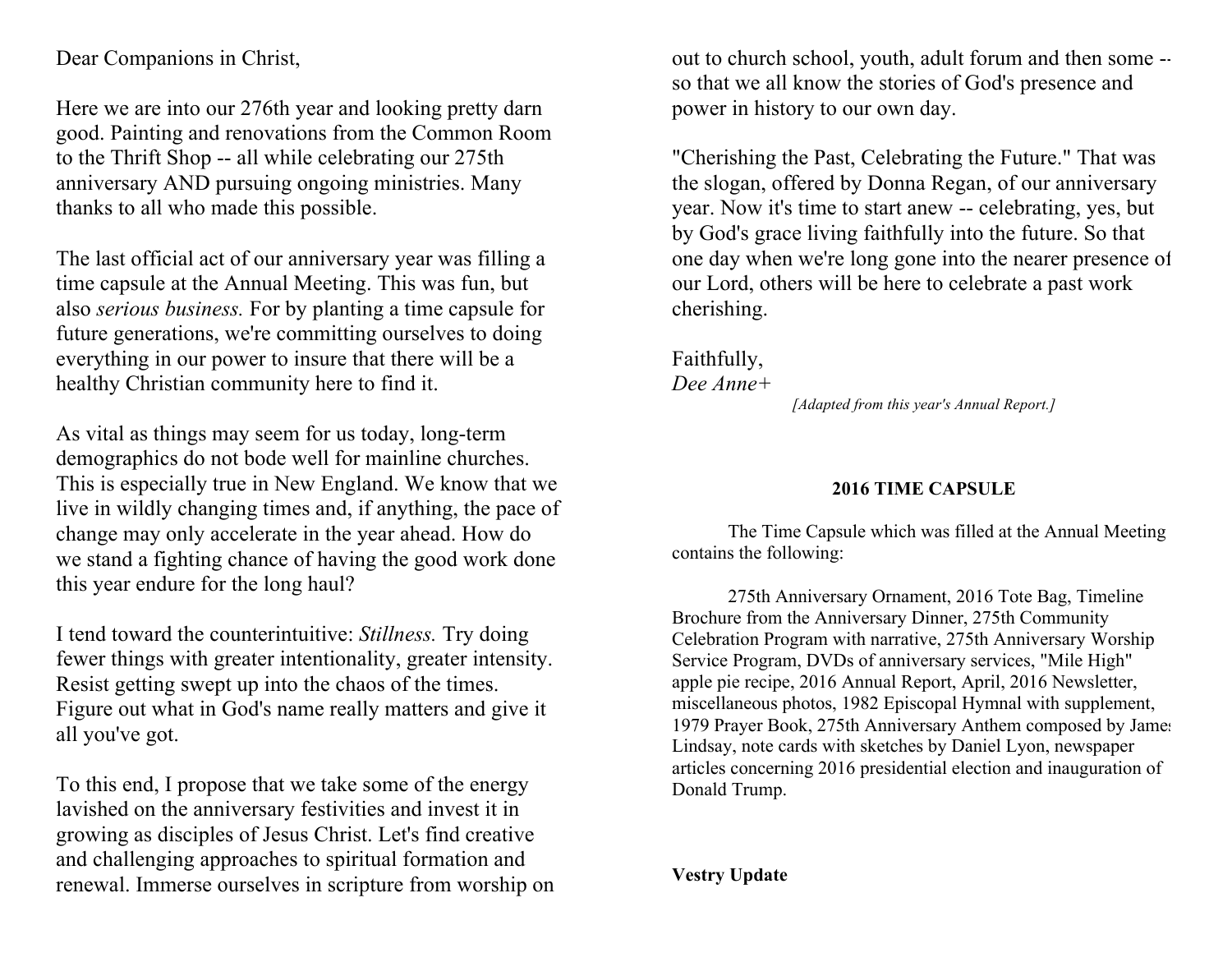Dear Companions in Christ,

Here we are into our 276th year and looking pretty darn good. Painting and renovations from the Common Room to the Thrift Shop -- all while celebrating our 275th anniversary AND pursuing ongoing ministries. Many thanks to all who made this possible.

The last official act of our anniversary year was filling a time capsule at the Annual Meeting. This was fun, but also *serious business.* For by planting a time capsule for future generations, we're committing ourselves to doing everything in our power to insure that there will be a healthy Christian community here to find it.

As vital as things may seem for us today, long-term demographics do not bode well for mainline churches. This is especially true in New England. We know that we live in wildly changing times and, if anything, the pace of change may only accelerate in the year ahead. How do we stand a fighting chance of having the good work done this year endure for the long haul?

I tend toward the counterintuitive: *Stillness.* Try doing fewer things with greater intentionality, greater intensity. Resist getting swept up into the chaos of the times. Figure out what in God's name really matters and give it all you've got.

To this end, I propose that we take some of the energy lavished on the anniversary festivities and invest it in growing as disciples of Jesus Christ. Let's find creative and challenging approaches to spiritual formation and renewal. Immerse ourselves in scripture from worship on out to church school, youth, adult forum and then some -- so that we all know the stories of God's presence and power in history to our own day.

"Cherishing the Past, Celebrating the Future." That was the slogan, offered by Donna Regan, of our anniversary year. Now it's time to start anew -- celebrating, yes, but by God's grace living faithfully into the future. So that one day when we're long gone into the nearer presence of our Lord, others will be here to celebrate a past work cherishing.

Faithfully,
*Dee Anne+*

*[Adapted from this year's Annual Report.]*

**2016 TIME CAPSULE**

The Time Capsule which was filled at the Annual Meeting contains the following:

275th Anniversary Ornament, 2016 Tote Bag, Timeline Brochure from the Anniversary Dinner, 275th Community Celebration Program with narrative, 275th Anniversary Worship Service Program, DVDs of anniversary services, "Mile High" apple pie recipe, 2016 Annual Report, April, 2016 Newsletter, miscellaneous photos, 1982 Episcopal Hymnal with supplement, 1979 Prayer Book, 275th Anniversary Anthem composed by James Lindsay, note cards with sketches by Daniel Lyon, newspaper articles concerning 2016 presidential election and inauguration of Donald Trump.

**Vestry Update**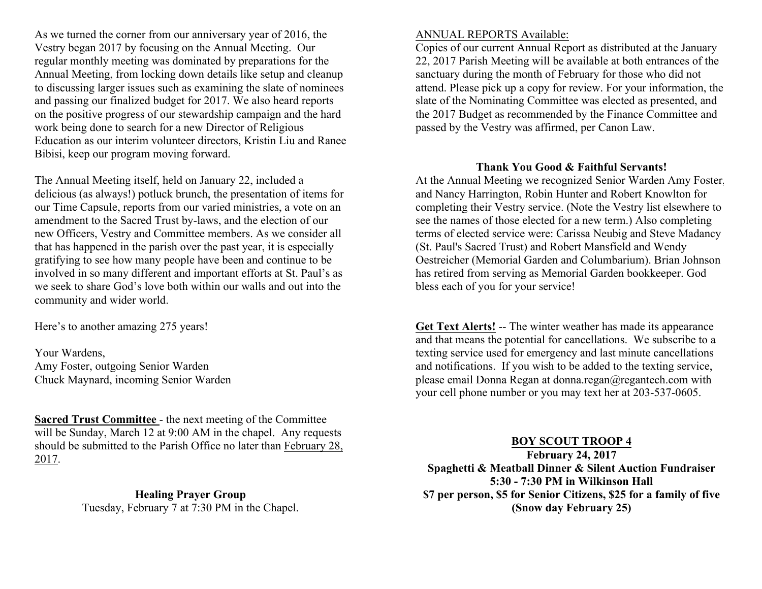As we turned the corner from our anniversary year of 2016, the Vestry began 2017 by focusing on the Annual Meeting. Our regular monthly meeting was dominated by preparations for the Annual Meeting, from locking down details like setup and cleanup to discussing larger issues such as examining the slate of nominees and passing our finalized budget for 2017. We also heard reports on the positive progress of our stewardship campaign and the hard work being done to search for a new Director of Religious Education as our interim volunteer directors, Kristin Liu and Ranee Bibisi, keep our program moving forward.

The Annual Meeting itself, held on January 22, included a delicious (as always!) potluck brunch, the presentation of items for our Time Capsule, reports from our varied ministries, a vote on an amendment to the Sacred Trust by-laws, and the election of our new Officers, Vestry and Committee members. As we consider all that has happened in the parish over the past year, it is especially gratifying to see how many people have been and continue to be involved in so many different and important efforts at St. Paul's as we seek to share God's love both within our walls and out into the community and wider world.

Here's to another amazing 275 years!

Your Wardens,
Amy Foster, outgoing Senior Warden
Chuck Maynard, incoming Senior Warden

**Sacred Trust Committee** - the next meeting of the Committee will be Sunday, March 12 at 9:00 AM in the chapel. Any requests should be submitted to the Parish Office no later than February 28, 2017.

**Healing Prayer Group**
Tuesday, February 7 at 7:30 PM in the Chapel.

ANNUAL REPORTS Available:
Copies of our current Annual Report as distributed at the January 22, 2017 Parish Meeting will be available at both entrances of the sanctuary during the month of February for those who did not attend. Please pick up a copy for review. For your information, the slate of the Nominating Committee was elected as presented, and the 2017 Budget as recommended by the Finance Committee and passed by the Vestry was affirmed, per Canon Law.

**Thank You Good & Faithful Servants!**
At the Annual Meeting we recognized Senior Warden Amy Foster, and Nancy Harrington, Robin Hunter and Robert Knowlton for completing their Vestry service. (Note the Vestry list elsewhere to see the names of those elected for a new term.) Also completing terms of elected service were: Carissa Neubig and Steve Madancy (St. Paul's Sacred Trust) and Robert Mansfield and Wendy Oestreicher (Memorial Garden and Columbarium). Brian Johnson has retired from serving as Memorial Garden bookkeeper. God bless each of you for your service!

**Get Text Alerts!** -- The winter weather has made its appearance and that means the potential for cancellations. We subscribe to a texting service used for emergency and last minute cancellations and notifications. If you wish to be added to the texting service, please email Donna Regan at donna.regan@regantech.com with your cell phone number or you may text her at 203-537-0605.

**BOY SCOUT TROOP 4**
**February 24, 2017**
**Spaghetti & Meatball Dinner & Silent Auction Fundraiser**
**5:30 - 7:30 PM in Wilkinson Hall**
**$7 per person, $5 for Senior Citizens, $25 for a family of five**
**(Snow day February 25)**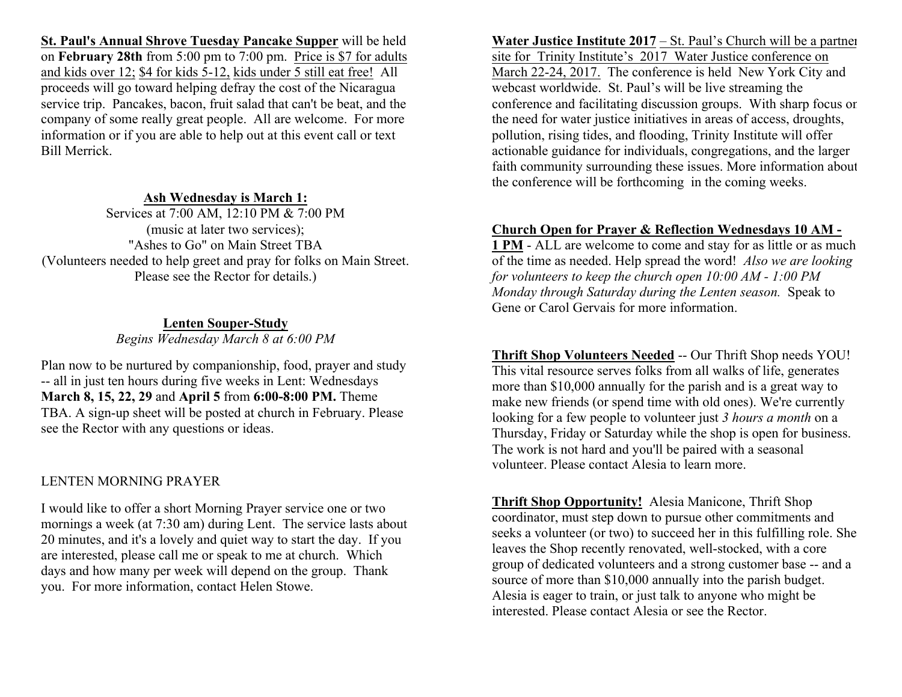**St. Paul's Annual Shrove Tuesday Pancake Supper** will be held on **February 28th** from 5:00 pm to 7:00 pm. Price is $7 for adults and kids over 12; $4 for kids 5-12, kids under 5 still eat free! All proceeds will go toward helping defray the cost of the Nicaragua service trip. Pancakes, bacon, fruit salad that can't be beat, and the company of some really great people. All are welcome. For more information or if you are able to help out at this event call or text Bill Merrick.

**Ash Wednesday is March 1:**

Services at 7:00 AM, 12:10 PM & 7:00 PM
(music at later two services);
"Ashes to Go" on Main Street TBA
(Volunteers needed to help greet and pray for folks on Main Street. Please see the Rector for details.)

**Lenten Souper-Study**

*Begins Wednesday March 8 at 6:00 PM*

Plan now to be nurtured by companionship, food, prayer and study -- all in just ten hours during five weeks in Lent: Wednesdays **March 8, 15, 22, 29** and **April 5** from **6:00-8:00 PM.** Theme TBA. A sign-up sheet will be posted at church in February. Please see the Rector with any questions or ideas.

LENTEN MORNING PRAYER

I would like to offer a short Morning Prayer service one or two mornings a week (at 7:30 am) during Lent. The service lasts about 20 minutes, and it's a lovely and quiet way to start the day. If you are interested, please call me or speak to me at church. Which days and how many per week will depend on the group. Thank you. For more information, contact Helen Stowe.

**Water Justice Institute 2017** – St. Paul's Church will be a partner site for Trinity Institute's 2017 Water Justice conference on March 22-24, 2017. The conference is held New York City and webcast worldwide. St. Paul's will be live streaming the conference and facilitating discussion groups. With sharp focus on the need for water justice initiatives in areas of access, droughts, pollution, rising tides, and flooding, Trinity Institute will offer actionable guidance for individuals, congregations, and the larger faith community surrounding these issues. More information about the conference will be forthcoming in the coming weeks.

**Church Open for Prayer & Reflection Wednesdays 10 AM - 1 PM** - ALL are welcome to come and stay for as little or as much of the time as needed. Help spread the word! *Also we are looking for volunteers to keep the church open 10:00 AM - 1:00 PM Monday through Saturday during the Lenten season.* Speak to Gene or Carol Gervais for more information.

**Thrift Shop Volunteers Needed** -- Our Thrift Shop needs YOU! This vital resource serves folks from all walks of life, generates more than $10,000 annually for the parish and is a great way to make new friends (or spend time with old ones). We're currently looking for a few people to volunteer just *3 hours a month* on a Thursday, Friday or Saturday while the shop is open for business. The work is not hard and you'll be paired with a seasonal volunteer. Please contact Alesia to learn more.

**Thrift Shop Opportunity!** Alesia Manicone, Thrift Shop coordinator, must step down to pursue other commitments and seeks a volunteer (or two) to succeed her in this fulfilling role. She leaves the Shop recently renovated, well-stocked, with a core group of dedicated volunteers and a strong customer base -- and a source of more than $10,000 annually into the parish budget. Alesia is eager to train, or just talk to anyone who might be interested. Please contact Alesia or see the Rector.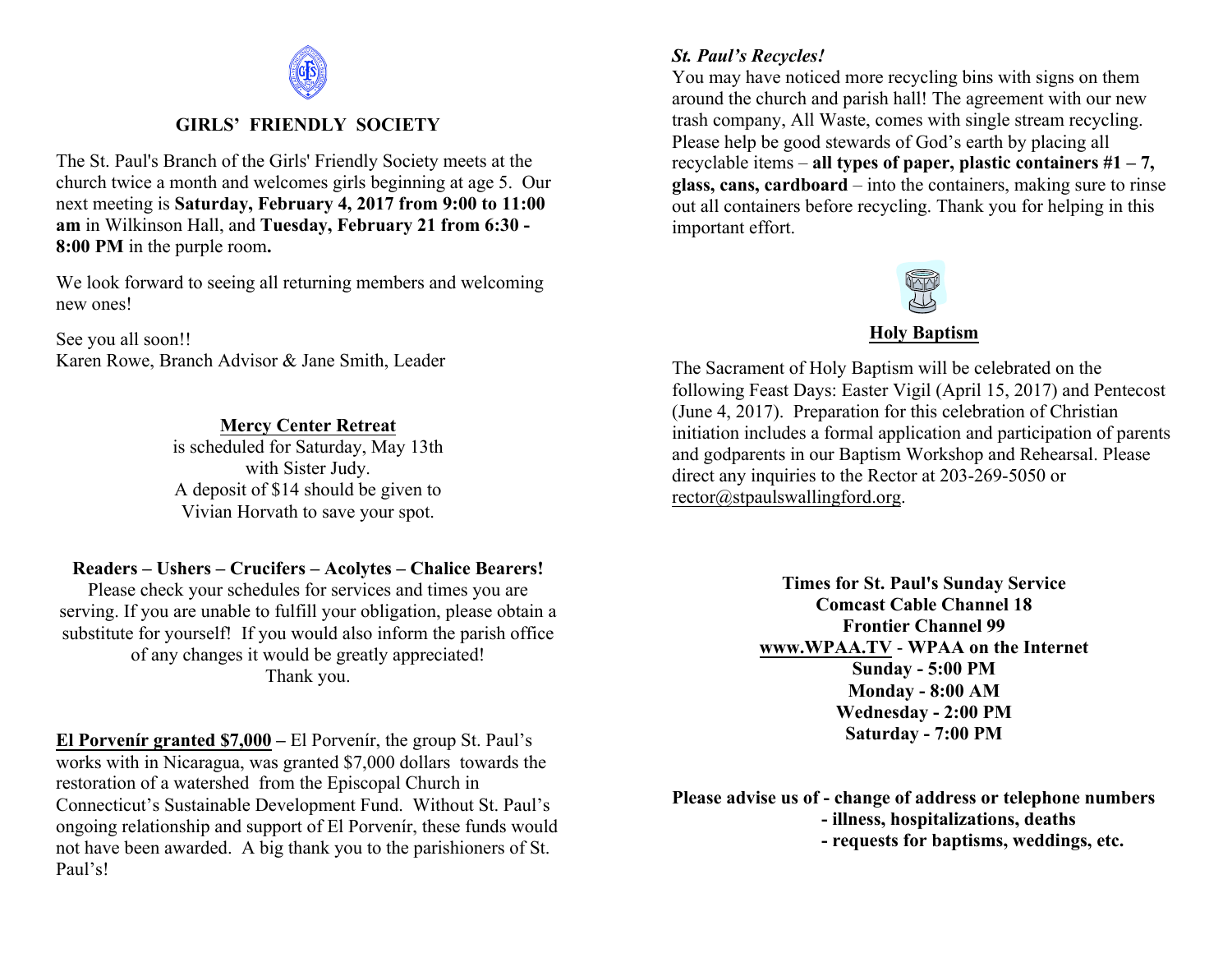## GIRLS' FRIENDLY SOCIETY

The St. Paul's Branch of the Girls' Friendly Society meets at the church twice a month and welcomes girls beginning at age 5. Our next meeting is **Saturday, February 4, 2017 from 9:00 to 11:00 am** in Wilkinson Hall, and **Tuesday, February 21 from 6:30 - 8:00 PM** in the purple room**.**

We look forward to seeing all returning members and welcoming new ones!

See you all soon!!
Karen Rowe, Branch Advisor & Jane Smith, Leader

## Mercy Center Retreat

is scheduled for Saturday, May 13th
with Sister Judy.
A deposit of $14 should be given to
Vivian Horvath to save your spot.

**Readers – Ushers – Crucifers – Acolytes – Chalice Bearers!**

Please check your schedules for services and times you are serving. If you are unable to fulfill your obligation, please obtain a substitute for yourself! If you would also inform the parish office of any changes it would be greatly appreciated!
Thank you.

**El Porvenír granted $7,000 –** El Porvenír, the group St. Paul's works with in Nicaragua, was granted $7,000 dollars towards the restoration of a watershed from the Episcopal Church in Connecticut's Sustainable Development Fund. Without St. Paul's ongoing relationship and support of El Porvenír, these funds would not have been awarded. A big thank you to the parishioners of St. Paul's!

***St. Paul's Recycles!***

You may have noticed more recycling bins with signs on them around the church and parish hall! The agreement with our new trash company, All Waste, comes with single stream recycling. Please help be good stewards of God's earth by placing all recyclable items – **all types of paper, plastic containers #1 – 7, glass, cans, cardboard** – into the containers, making sure to rinse out all containers before recycling. Thank you for helping in this important effort.

## Holy Baptism

The Sacrament of Holy Baptism will be celebrated on the following Feast Days: Easter Vigil (April 15, 2017) and Pentecost (June 4, 2017). Preparation for this celebration of Christian initiation includes a formal application and participation of parents and godparents in our Baptism Workshop and Rehearsal. Please direct any inquiries to the Rector at 203-269-5050 or rector@stpaulswallingford.org.

**Times for St. Paul's Sunday Service**
**Comcast Cable Channel 18**
**Frontier Channel 99**
**www.WPAA.TV - WPAA on the Internet**
**Sunday - 5:00 PM**
**Monday - 8:00 AM**
**Wednesday - 2:00 PM**
**Saturday - 7:00 PM**

**Please advise us of - change of address or telephone numbers**
**- illness, hospitalizations, deaths**
**- requests for baptisms, weddings, etc.**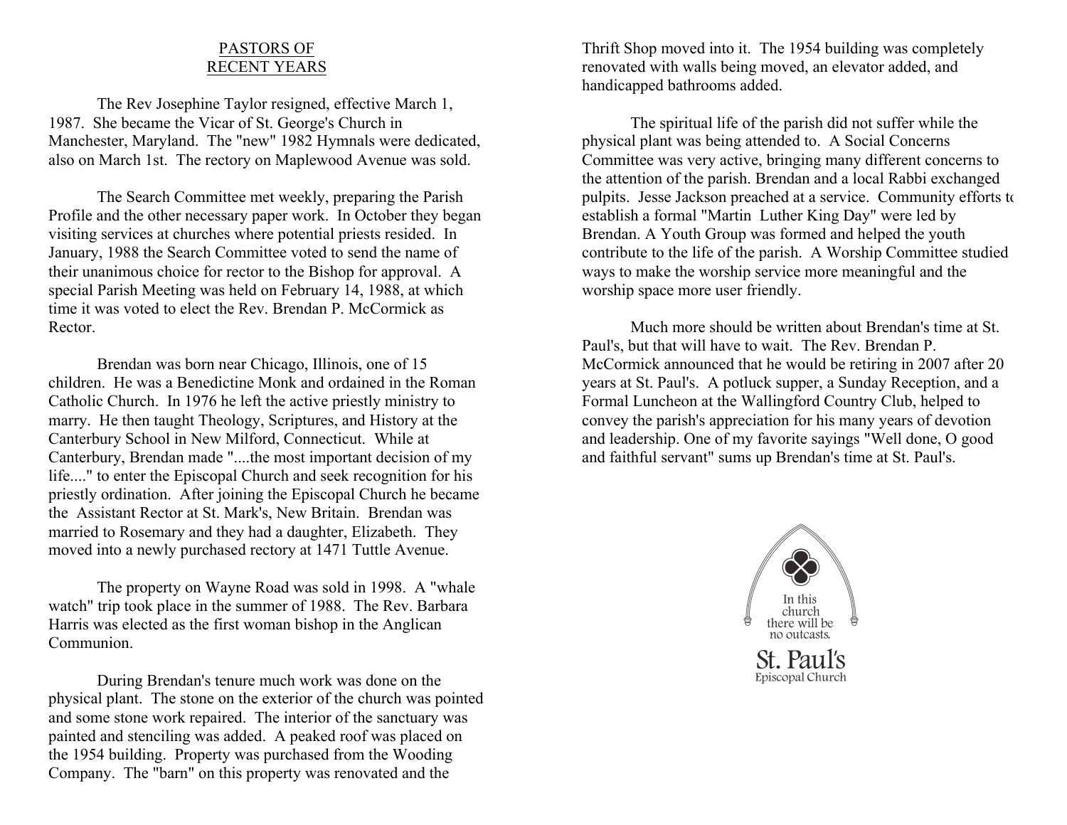## PASTORS OF RECENT YEARS

The Rev Josephine Taylor resigned, effective March 1, 1987. She became the Vicar of St. George's Church in Manchester, Maryland. The "new" 1982 Hymnals were dedicated, also on March 1st. The rectory on Maplewood Avenue was sold.

The Search Committee met weekly, preparing the Parish Profile and the other necessary paper work. In October they began visiting services at churches where potential priests resided. In January, 1988 the Search Committee voted to send the name of their unanimous choice for rector to the Bishop for approval. A special Parish Meeting was held on February 14, 1988, at which time it was voted to elect the Rev. Brendan P. McCormick as Rector.

Brendan was born near Chicago, Illinois, one of 15 children. He was a Benedictine Monk and ordained in the Roman Catholic Church. In 1976 he left the active priestly ministry to marry. He then taught Theology, Scriptures, and History at the Canterbury School in New Milford, Connecticut. While at Canterbury, Brendan made "....the most important decision of my life...." to enter the Episcopal Church and seek recognition for his priestly ordination. After joining the Episcopal Church he became the Assistant Rector at St. Mark's, New Britain. Brendan was married to Rosemary and they had a daughter, Elizabeth. They moved into a newly purchased rectory at 1471 Tuttle Avenue.

The property on Wayne Road was sold in 1998. A "whale watch" trip took place in the summer of 1988. The Rev. Barbara Harris was elected as the first woman bishop in the Anglican Communion.

During Brendan's tenure much work was done on the physical plant. The stone on the exterior of the church was pointed and some stone work repaired. The interior of the sanctuary was painted and stenciling was added. A peaked roof was placed on the 1954 building. Property was purchased from the Wooding Company. The "barn" on this property was renovated and the Thrift Shop moved into it. The 1954 building was completely renovated with walls being moved, an elevator added, and handicapped bathrooms added.

The spiritual life of the parish did not suffer while the physical plant was being attended to. A Social Concerns Committee was very active, bringing many different concerns to the attention of the parish. Brendan and a local Rabbi exchanged pulpits. Jesse Jackson preached at a service. Community efforts to establish a formal "Martin Luther King Day" were led by Brendan. A Youth Group was formed and helped the youth contribute to the life of the parish. A Worship Committee studied ways to make the worship service more meaningful and the worship space more user friendly.

Much more should be written about Brendan's time at St. Paul's, but that will have to wait. The Rev. Brendan P. McCormick announced that he would be retiring in 2007 after 20 years at St. Paul's. A potluck supper, a Sunday Reception, and a Formal Luncheon at the Wallingford Country Club, helped to convey the parish's appreciation for his many years of devotion and leadership. One of my favorite sayings "Well done, O good and faithful servant" sums up Brendan's time at St. Paul's.

In this church there will be no outcasts.

St. Paul's
Episcopal Church